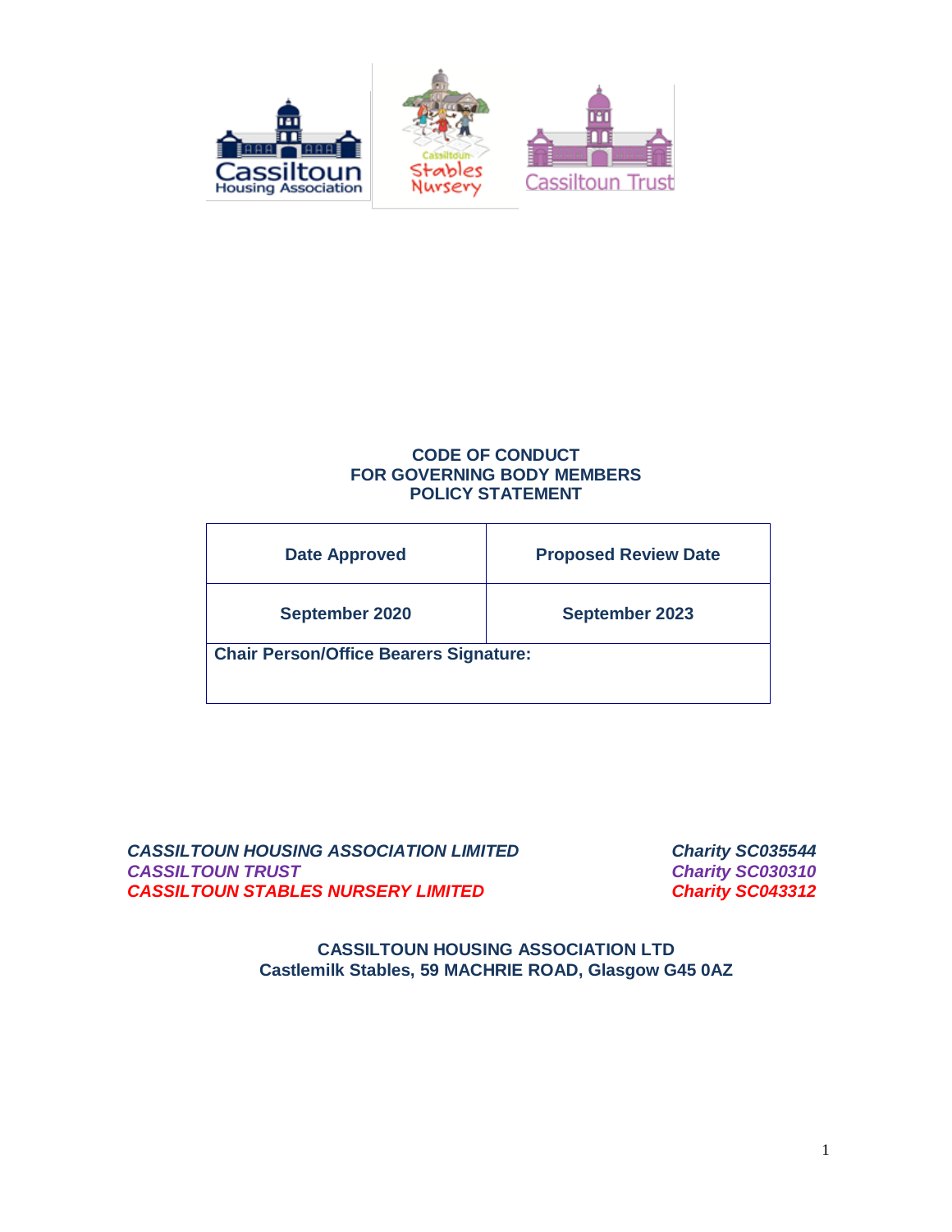# CODE OF CONDUCT
# FOR GOVERNING BODY MEMBERS
# POLICY STATEMENT

| Date Approved | Proposed Review Date |
|---|---|
| September 2020 | September 2023 |
| Chair Person/Office Bearers Signature: | |

***CASSILTOUN HOUSING ASSOCIATION LIMITED*** — ***Charity SC035544***
***CASSILTOUN TRUST*** — ***Charity SC030310***
***CASSILTOUN STABLES NURSERY LIMITED*** — ***Charity SC043312***

**CASSILTOUN HOUSING ASSOCIATION LTD**
**Castlemilk Stables, 59 MACHRIE ROAD, Glasgow G45 0AZ**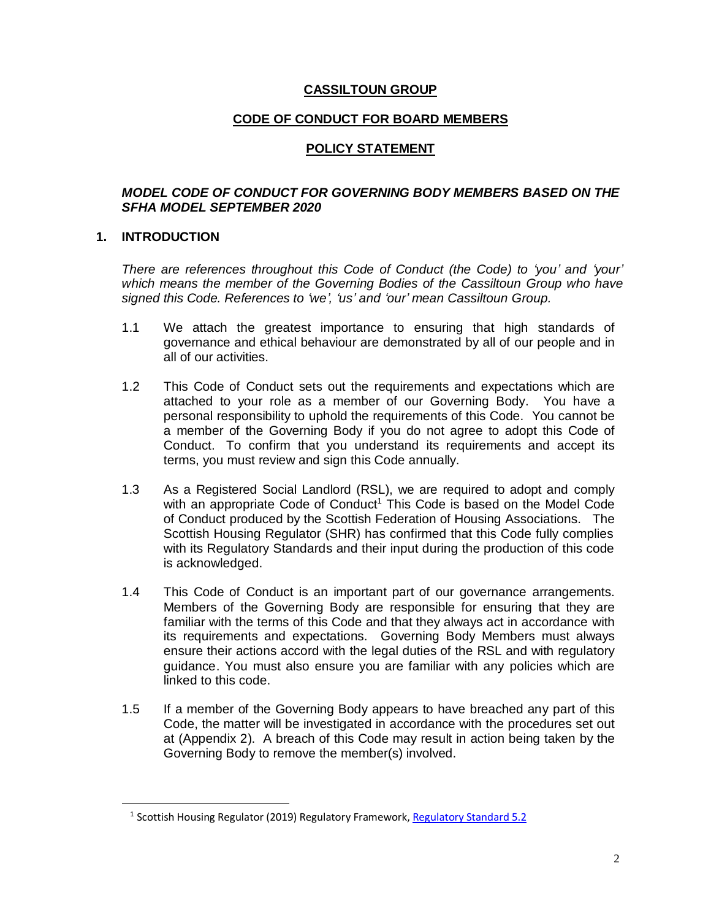**CASSILTOUN GROUP**

**CODE OF CONDUCT FOR BOARD MEMBERS**

**POLICY STATEMENT**

***MODEL CODE OF CONDUCT FOR GOVERNING BODY MEMBERS BASED ON THE SFHA MODEL SEPTEMBER 2020***

## 1. INTRODUCTION

*There are references throughout this Code of Conduct (the Code) to 'you' and 'your' which means the member of the Governing Bodies of the Cassiltoun Group who have signed this Code. References to 'we', 'us' and 'our' mean Cassiltoun Group.*

1.1 We attach the greatest importance to ensuring that high standards of governance and ethical behaviour are demonstrated by all of our people and in all of our activities.

1.2 This Code of Conduct sets out the requirements and expectations which are attached to your role as a member of our Governing Body. You have a personal responsibility to uphold the requirements of this Code. You cannot be a member of the Governing Body if you do not agree to adopt this Code of Conduct. To confirm that you understand its requirements and accept its terms, you must review and sign this Code annually.

1.3 As a Registered Social Landlord (RSL), we are required to adopt and comply with an appropriate Code of Conduct[1] This Code is based on the Model Code of Conduct produced by the Scottish Federation of Housing Associations. The Scottish Housing Regulator (SHR) has confirmed that this Code fully complies with its Regulatory Standards and their input during the production of this code is acknowledged.

1.4 This Code of Conduct is an important part of our governance arrangements. Members of the Governing Body are responsible for ensuring that they are familiar with the terms of this Code and that they always act in accordance with its requirements and expectations. Governing Body Members must always ensure their actions accord with the legal duties of the RSL and with regulatory guidance. You must also ensure you are familiar with any policies which are linked to this code.

1.5 If a member of the Governing Body appears to have breached any part of this Code, the matter will be investigated in accordance with the procedures set out at (Appendix 2). A breach of this Code may result in action being taken by the Governing Body to remove the member(s) involved.

[1] Scottish Housing Regulator (2019) Regulatory Framework, Regulatory Standard 5.2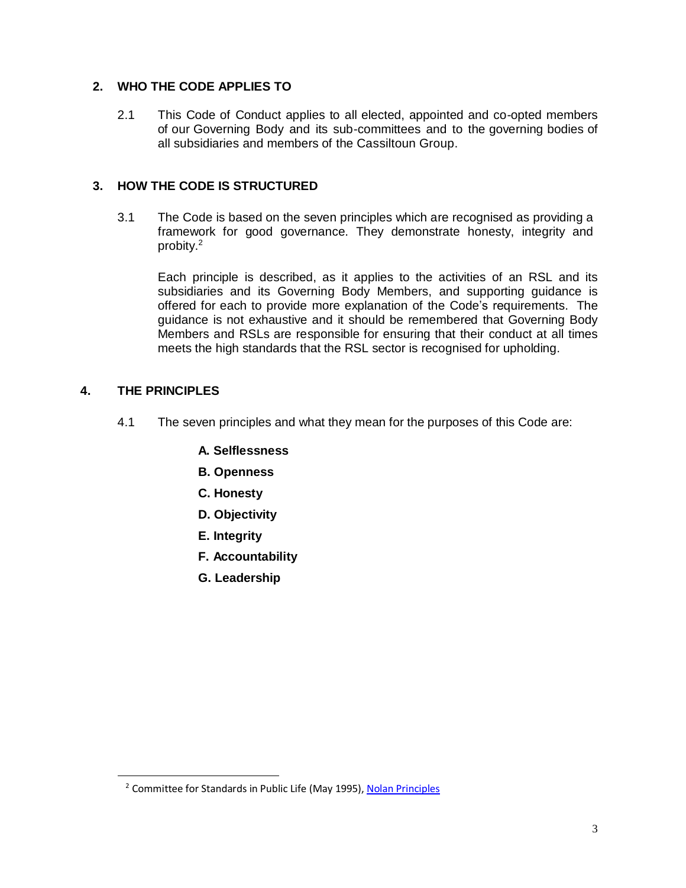## 2. WHO THE CODE APPLIES TO

2.1 This Code of Conduct applies to all elected, appointed and co-opted members of our Governing Body and its sub-committees and to the governing bodies of all subsidiaries and members of the Cassiltoun Group.

## 3. HOW THE CODE IS STRUCTURED

3.1 The Code is based on the seven principles which are recognised as providing a framework for good governance. They demonstrate honesty, integrity and probity.[2]

Each principle is described, as it applies to the activities of an RSL and its subsidiaries and its Governing Body Members, and supporting guidance is offered for each to provide more explanation of the Code's requirements. The guidance is not exhaustive and it should be remembered that Governing Body Members and RSLs are responsible for ensuring that their conduct at all times meets the high standards that the RSL sector is recognised for upholding.

## 4. THE PRINCIPLES

4.1 The seven principles and what they mean for the purposes of this Code are:

**A. Selflessness**

**B. Openness**

**C. Honesty**

**D. Objectivity**

**E. Integrity**

**F. Accountability**

**G. Leadership**

---

[2] Committee for Standards in Public Life (May 1995), Nolan Principles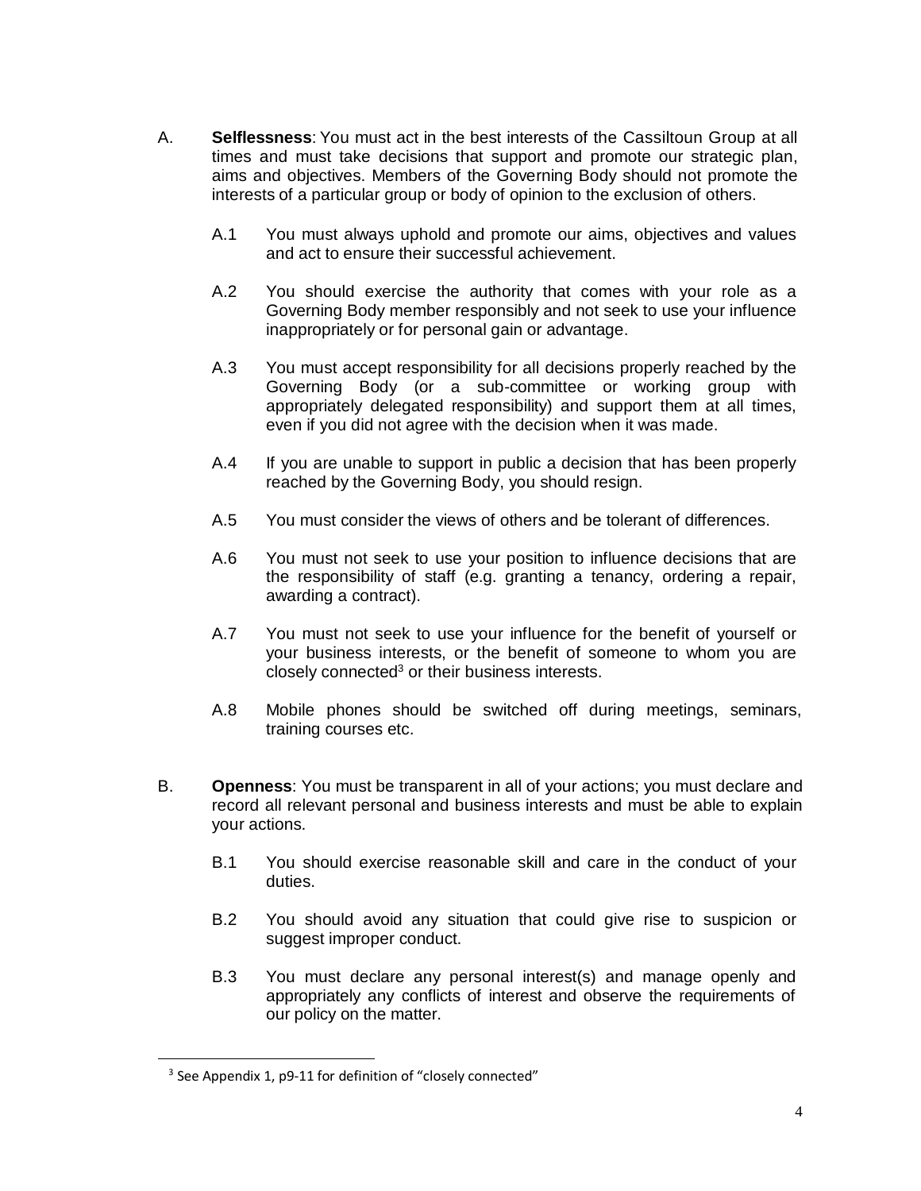A. **Selflessness**: You must act in the best interests of the Cassiltoun Group at all times and must take decisions that support and promote our strategic plan, aims and objectives. Members of the Governing Body should not promote the interests of a particular group or body of opinion to the exclusion of others.

A.1 You must always uphold and promote our aims, objectives and values and act to ensure their successful achievement.

A.2 You should exercise the authority that comes with your role as a Governing Body member responsibly and not seek to use your influence inappropriately or for personal gain or advantage.

A.3 You must accept responsibility for all decisions properly reached by the Governing Body (or a sub-committee or working group with appropriately delegated responsibility) and support them at all times, even if you did not agree with the decision when it was made.

A.4 If you are unable to support in public a decision that has been properly reached by the Governing Body, you should resign.

A.5 You must consider the views of others and be tolerant of differences.

A.6 You must not seek to use your position to influence decisions that are the responsibility of staff (e.g. granting a tenancy, ordering a repair, awarding a contract).

A.7 You must not seek to use your influence for the benefit of yourself or your business interests, or the benefit of someone to whom you are closely connected[3] or their business interests.

A.8 Mobile phones should be switched off during meetings, seminars, training courses etc.

B. **Openness**: You must be transparent in all of your actions; you must declare and record all relevant personal and business interests and must be able to explain your actions.

B.1 You should exercise reasonable skill and care in the conduct of your duties.

B.2 You should avoid any situation that could give rise to suspicion or suggest improper conduct.

B.3 You must declare any personal interest(s) and manage openly and appropriately any conflicts of interest and observe the requirements of our policy on the matter.

[3] See Appendix 1, p9-11 for definition of "closely connected"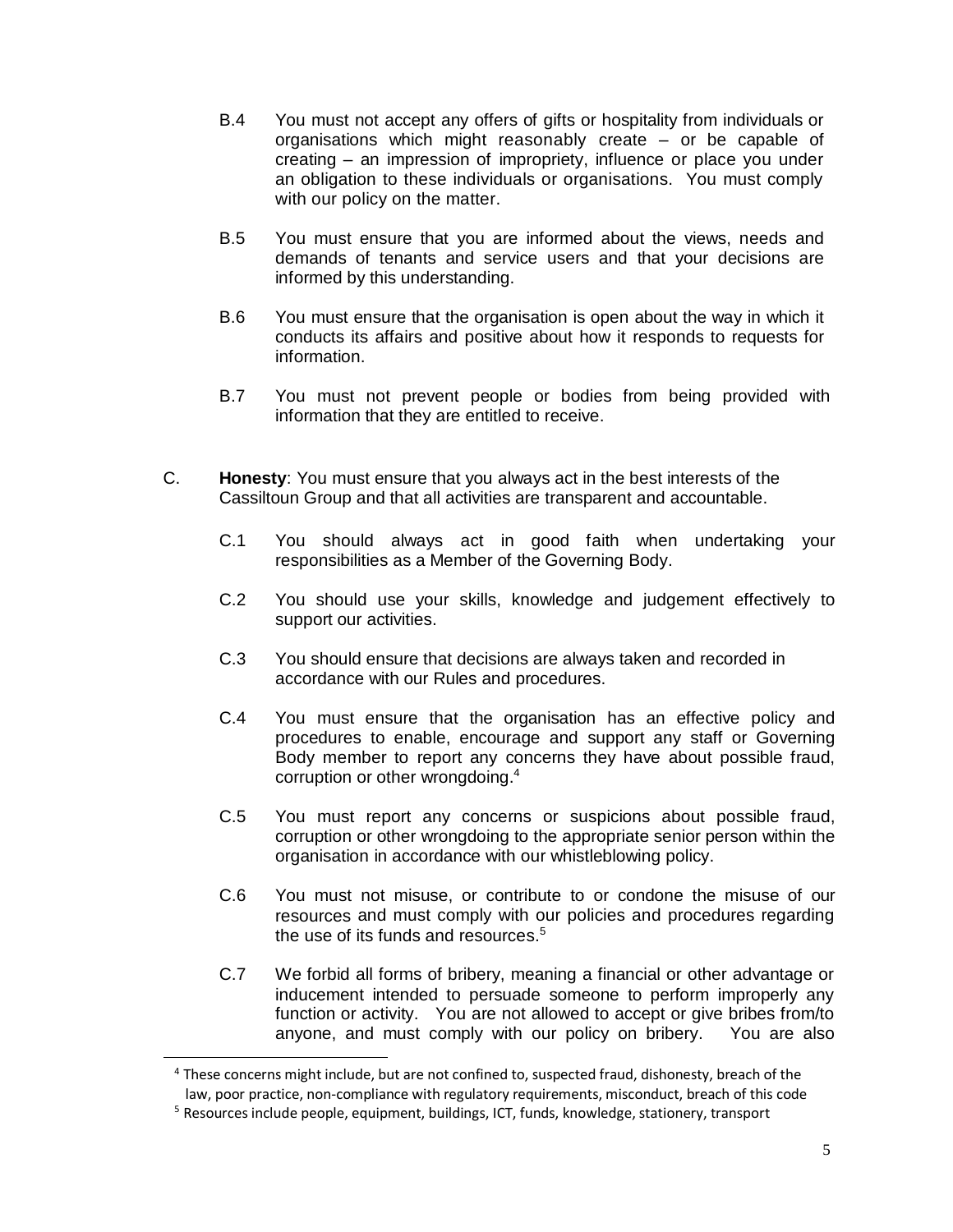B.4 You must not accept any offers of gifts or hospitality from individuals or organisations which might reasonably create – or be capable of creating – an impression of impropriety, influence or place you under an obligation to these individuals or organisations. You must comply with our policy on the matter.

B.5 You must ensure that you are informed about the views, needs and demands of tenants and service users and that your decisions are informed by this understanding.

B.6 You must ensure that the organisation is open about the way in which it conducts its affairs and positive about how it responds to requests for information.

B.7 You must not prevent people or bodies from being provided with information that they are entitled to receive.

C. **Honesty**: You must ensure that you always act in the best interests of the Cassiltoun Group and that all activities are transparent and accountable.

C.1 You should always act in good faith when undertaking your responsibilities as a Member of the Governing Body.

C.2 You should use your skills, knowledge and judgement effectively to support our activities.

C.3 You should ensure that decisions are always taken and recorded in accordance with our Rules and procedures.

C.4 You must ensure that the organisation has an effective policy and procedures to enable, encourage and support any staff or Governing Body member to report any concerns they have about possible fraud, corruption or other wrongdoing.[4]

C.5 You must report any concerns or suspicions about possible fraud, corruption or other wrongdoing to the appropriate senior person within the organisation in accordance with our whistleblowing policy.

C.6 You must not misuse, or contribute to or condone the misuse of our resources and must comply with our policies and procedures regarding the use of its funds and resources.[5]

C.7 We forbid all forms of bribery, meaning a financial or other advantage or inducement intended to persuade someone to perform improperly any function or activity. You are not allowed to accept or give bribes from/to anyone, and must comply with our policy on bribery. You are also

---

[4] These concerns might include, but are not confined to, suspected fraud, dishonesty, breach of the law, poor practice, non-compliance with regulatory requirements, misconduct, breach of this code

[5] Resources include people, equipment, buildings, ICT, funds, knowledge, stationery, transport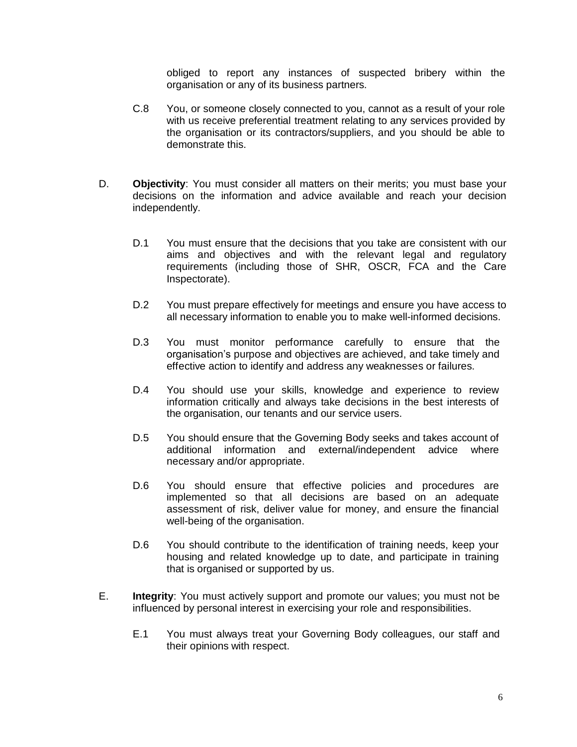obliged to report any instances of suspected bribery within the organisation or any of its business partners.

C.8 You, or someone closely connected to you, cannot as a result of your role with us receive preferential treatment relating to any services provided by the organisation or its contractors/suppliers, and you should be able to demonstrate this.

D. **Objectivity**: You must consider all matters on their merits; you must base your decisions on the information and advice available and reach your decision independently.

D.1 You must ensure that the decisions that you take are consistent with our aims and objectives and with the relevant legal and regulatory requirements (including those of SHR, OSCR, FCA and the Care Inspectorate).

D.2 You must prepare effectively for meetings and ensure you have access to all necessary information to enable you to make well-informed decisions.

D.3 You must monitor performance carefully to ensure that the organisation's purpose and objectives are achieved, and take timely and effective action to identify and address any weaknesses or failures.

D.4 You should use your skills, knowledge and experience to review information critically and always take decisions in the best interests of the organisation, our tenants and our service users.

D.5 You should ensure that the Governing Body seeks and takes account of additional information and external/independent advice where necessary and/or appropriate.

D.6 You should ensure that effective policies and procedures are implemented so that all decisions are based on an adequate assessment of risk, deliver value for money, and ensure the financial well-being of the organisation.

D.6 You should contribute to the identification of training needs, keep your housing and related knowledge up to date, and participate in training that is organised or supported by us.

E. **Integrity**: You must actively support and promote our values; you must not be influenced by personal interest in exercising your role and responsibilities.

E.1 You must always treat your Governing Body colleagues, our staff and their opinions with respect.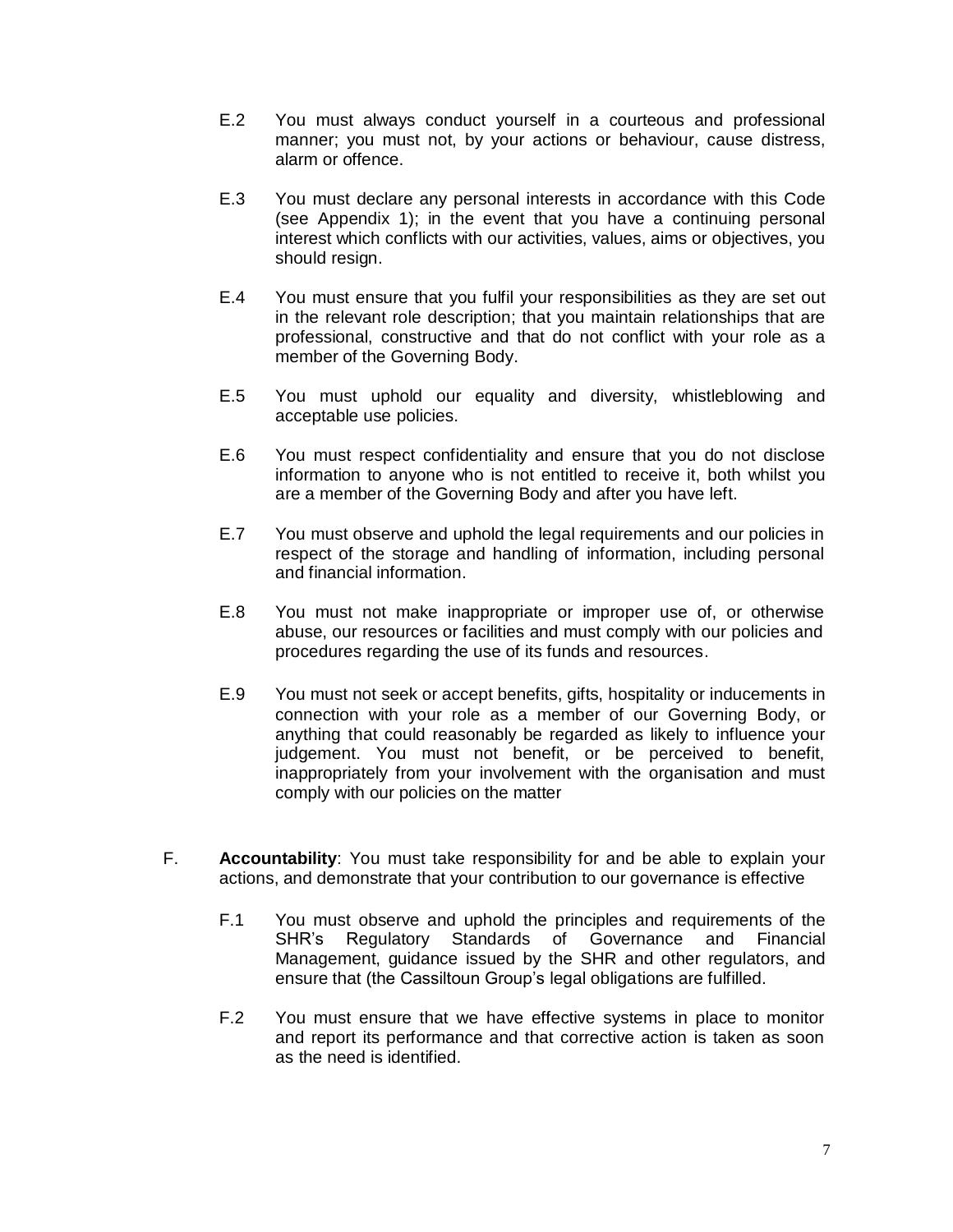E.2 You must always conduct yourself in a courteous and professional manner; you must not, by your actions or behaviour, cause distress, alarm or offence.

E.3 You must declare any personal interests in accordance with this Code (see Appendix 1); in the event that you have a continuing personal interest which conflicts with our activities, values, aims or objectives, you should resign.

E.4 You must ensure that you fulfil your responsibilities as they are set out in the relevant role description; that you maintain relationships that are professional, constructive and that do not conflict with your role as a member of the Governing Body.

E.5 You must uphold our equality and diversity, whistleblowing and acceptable use policies.

E.6 You must respect confidentiality and ensure that you do not disclose information to anyone who is not entitled to receive it, both whilst you are a member of the Governing Body and after you have left.

E.7 You must observe and uphold the legal requirements and our policies in respect of the storage and handling of information, including personal and financial information.

E.8 You must not make inappropriate or improper use of, or otherwise abuse, our resources or facilities and must comply with our policies and procedures regarding the use of its funds and resources.

E.9 You must not seek or accept benefits, gifts, hospitality or inducements in connection with your role as a member of our Governing Body, or anything that could reasonably be regarded as likely to influence your judgement. You must not benefit, or be perceived to benefit, inappropriately from your involvement with the organisation and must comply with our policies on the matter

F. **Accountability**: You must take responsibility for and be able to explain your actions, and demonstrate that your contribution to our governance is effective

F.1 You must observe and uphold the principles and requirements of the SHR's Regulatory Standards of Governance and Financial Management, guidance issued by the SHR and other regulators, and ensure that (the Cassiltoun Group's legal obligations are fulfilled.

F.2 You must ensure that we have effective systems in place to monitor and report its performance and that corrective action is taken as soon as the need is identified.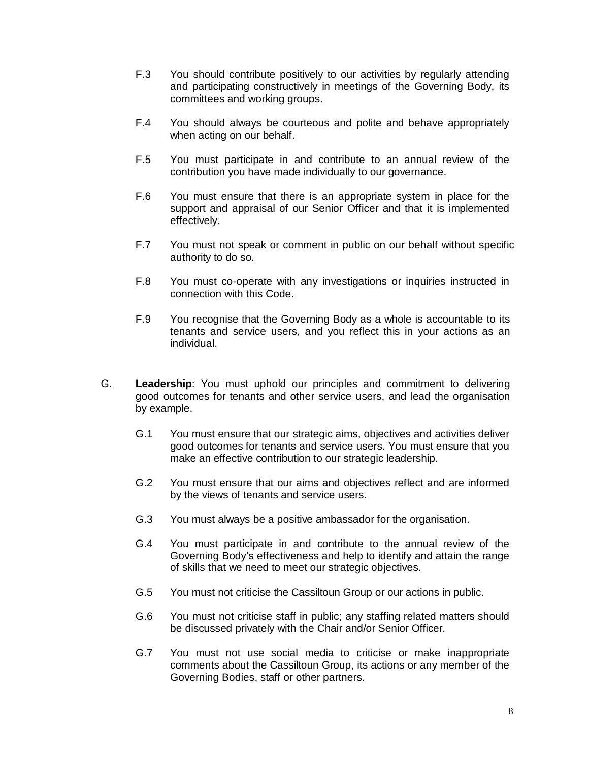F.3 You should contribute positively to our activities by regularly attending and participating constructively in meetings of the Governing Body, its committees and working groups.

F.4 You should always be courteous and polite and behave appropriately when acting on our behalf.

F.5 You must participate in and contribute to an annual review of the contribution you have made individually to our governance.

F.6 You must ensure that there is an appropriate system in place for the support and appraisal of our Senior Officer and that it is implemented effectively.

F.7 You must not speak or comment in public on our behalf without specific authority to do so.

F.8 You must co-operate with any investigations or inquiries instructed in connection with this Code.

F.9 You recognise that the Governing Body as a whole is accountable to its tenants and service users, and you reflect this in your actions as an individual.

G. **Leadership**: You must uphold our principles and commitment to delivering good outcomes for tenants and other service users, and lead the organisation by example.

G.1 You must ensure that our strategic aims, objectives and activities deliver good outcomes for tenants and service users. You must ensure that you make an effective contribution to our strategic leadership.

G.2 You must ensure that our aims and objectives reflect and are informed by the views of tenants and service users.

G.3 You must always be a positive ambassador for the organisation.

G.4 You must participate in and contribute to the annual review of the Governing Body's effectiveness and help to identify and attain the range of skills that we need to meet our strategic objectives.

G.5 You must not criticise the Cassiltoun Group or our actions in public.

G.6 You must not criticise staff in public; any staffing related matters should be discussed privately with the Chair and/or Senior Officer.

G.7 You must not use social media to criticise or make inappropriate comments about the Cassiltoun Group, its actions or any member of the Governing Bodies, staff or other partners.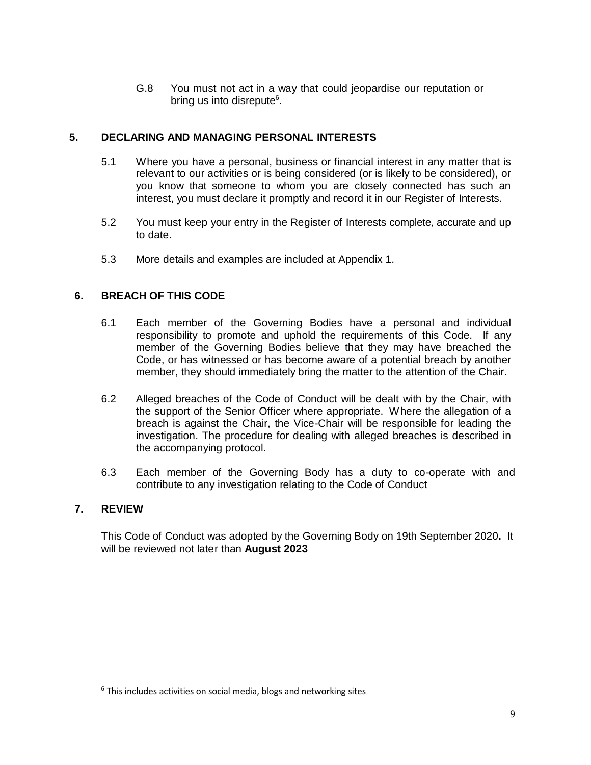G.8 You must not act in a way that could jeopardise our reputation or bring us into disrepute[6].

## 5. DECLARING AND MANAGING PERSONAL INTERESTS

5.1 Where you have a personal, business or financial interest in any matter that is relevant to our activities or is being considered (or is likely to be considered), or you know that someone to whom you are closely connected has such an interest, you must declare it promptly and record it in our Register of Interests.

5.2 You must keep your entry in the Register of Interests complete, accurate and up to date.

5.3 More details and examples are included at Appendix 1.

## 6. BREACH OF THIS CODE

6.1 Each member of the Governing Bodies have a personal and individual responsibility to promote and uphold the requirements of this Code. If any member of the Governing Bodies believe that they may have breached the Code, or has witnessed or has become aware of a potential breach by another member, they should immediately bring the matter to the attention of the Chair.

6.2 Alleged breaches of the Code of Conduct will be dealt with by the Chair, with the support of the Senior Officer where appropriate. Where the allegation of a breach is against the Chair, the Vice-Chair will be responsible for leading the investigation. The procedure for dealing with alleged breaches is described in the accompanying protocol.

6.3 Each member of the Governing Body has a duty to co-operate with and contribute to any investigation relating to the Code of Conduct

## 7. REVIEW

This Code of Conduct was adopted by the Governing Body on 19th September 2020**.** It will be reviewed not later than **August 2023**

---

[6] This includes activities on social media, blogs and networking sites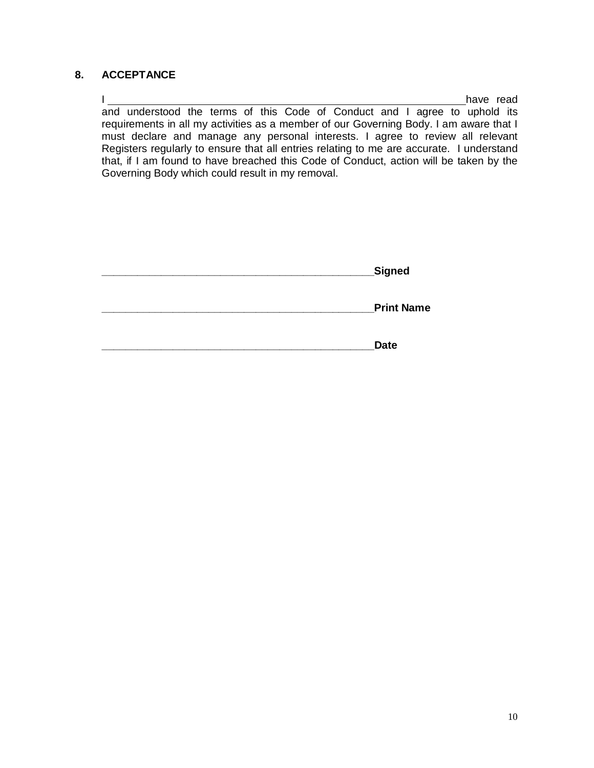## 8. ACCEPTANCE

I ______________________________________________________________ have read and understood the terms of this Code of Conduct and I agree to uphold its requirements in all my activities as a member of our Governing Body. I am aware that I must declare and manage any personal interests. I agree to review all relevant Registers regularly to ensure that all entries relating to me are accurate. I understand that, if I am found to have breached this Code of Conduct, action will be taken by the Governing Body which could result in my removal.

_____________________________________________ **Signed**

_____________________________________________ **Print Name**

_____________________________________________ **Date**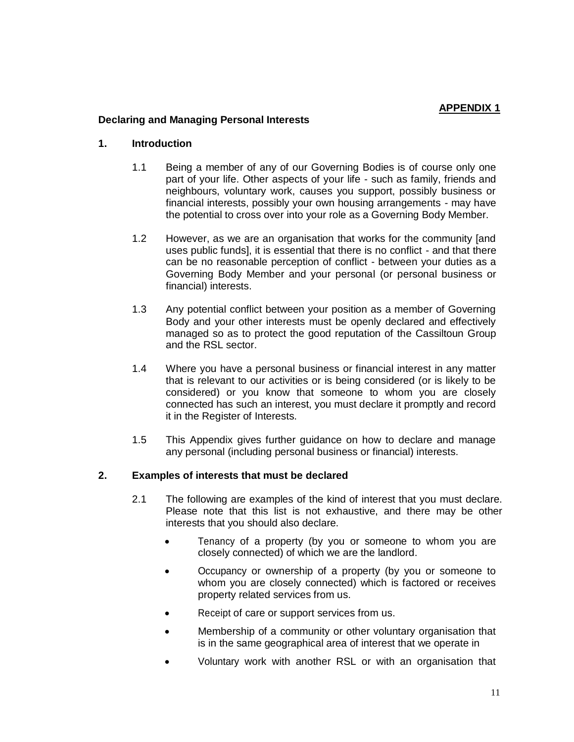**APPENDIX 1**

**Declaring and Managing Personal Interests**

## 1. Introduction

1.1 Being a member of any of our Governing Bodies is of course only one part of your life. Other aspects of your life - such as family, friends and neighbours, voluntary work, causes you support, possibly business or financial interests, possibly your own housing arrangements - may have the potential to cross over into your role as a Governing Body Member.

1.2 However, as we are an organisation that works for the community [and uses public funds], it is essential that there is no conflict - and that there can be no reasonable perception of conflict - between your duties as a Governing Body Member and your personal (or personal business or financial) interests.

1.3 Any potential conflict between your position as a member of Governing Body and your other interests must be openly declared and effectively managed so as to protect the good reputation of the Cassiltoun Group and the RSL sector.

1.4 Where you have a personal business or financial interest in any matter that is relevant to our activities or is being considered (or is likely to be considered) or you know that someone to whom you are closely connected has such an interest, you must declare it promptly and record it in the Register of Interests.

1.5 This Appendix gives further guidance on how to declare and manage any personal (including personal business or financial) interests.

## 2. Examples of interests that must be declared

2.1 The following are examples of the kind of interest that you must declare. Please note that this list is not exhaustive, and there may be other interests that you should also declare.

- Tenancy of a property (by you or someone to whom you are closely connected) of which we are the landlord.
- Occupancy or ownership of a property (by you or someone to whom you are closely connected) which is factored or receives property related services from us.
- Receipt of care or support services from us.
- Membership of a community or other voluntary organisation that is in the same geographical area of interest that we operate in
- Voluntary work with another RSL or with an organisation that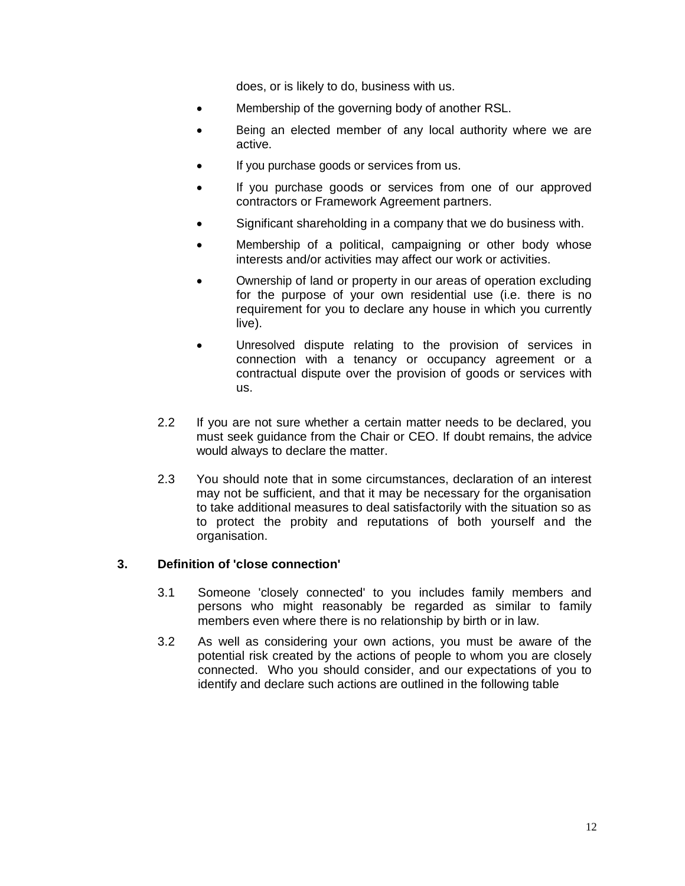does, or is likely to do, business with us.

- Membership of the governing body of another RSL.
- Being an elected member of any local authority where we are active.
- If you purchase goods or services from us.
- If you purchase goods or services from one of our approved contractors or Framework Agreement partners.
- Significant shareholding in a company that we do business with.
- Membership of a political, campaigning or other body whose interests and/or activities may affect our work or activities.
- Ownership of land or property in our areas of operation excluding for the purpose of your own residential use (i.e. there is no requirement for you to declare any house in which you currently live).
- Unresolved dispute relating to the provision of services in connection with a tenancy or occupancy agreement or a contractual dispute over the provision of goods or services with us.

2.2 If you are not sure whether a certain matter needs to be declared, you must seek guidance from the Chair or CEO. If doubt remains, the advice would always to declare the matter.

2.3 You should note that in some circumstances, declaration of an interest may not be sufficient, and that it may be necessary for the organisation to take additional measures to deal satisfactorily with the situation so as to protect the probity and reputations of both yourself and the organisation.

## 3. Definition of 'close connection'

3.1 Someone 'closely connected' to you includes family members and persons who might reasonably be regarded as similar to family members even where there is no relationship by birth or in law.

3.2 As well as considering your own actions, you must be aware of the potential risk created by the actions of people to whom you are closely connected. Who you should consider, and our expectations of you to identify and declare such actions are outlined in the following table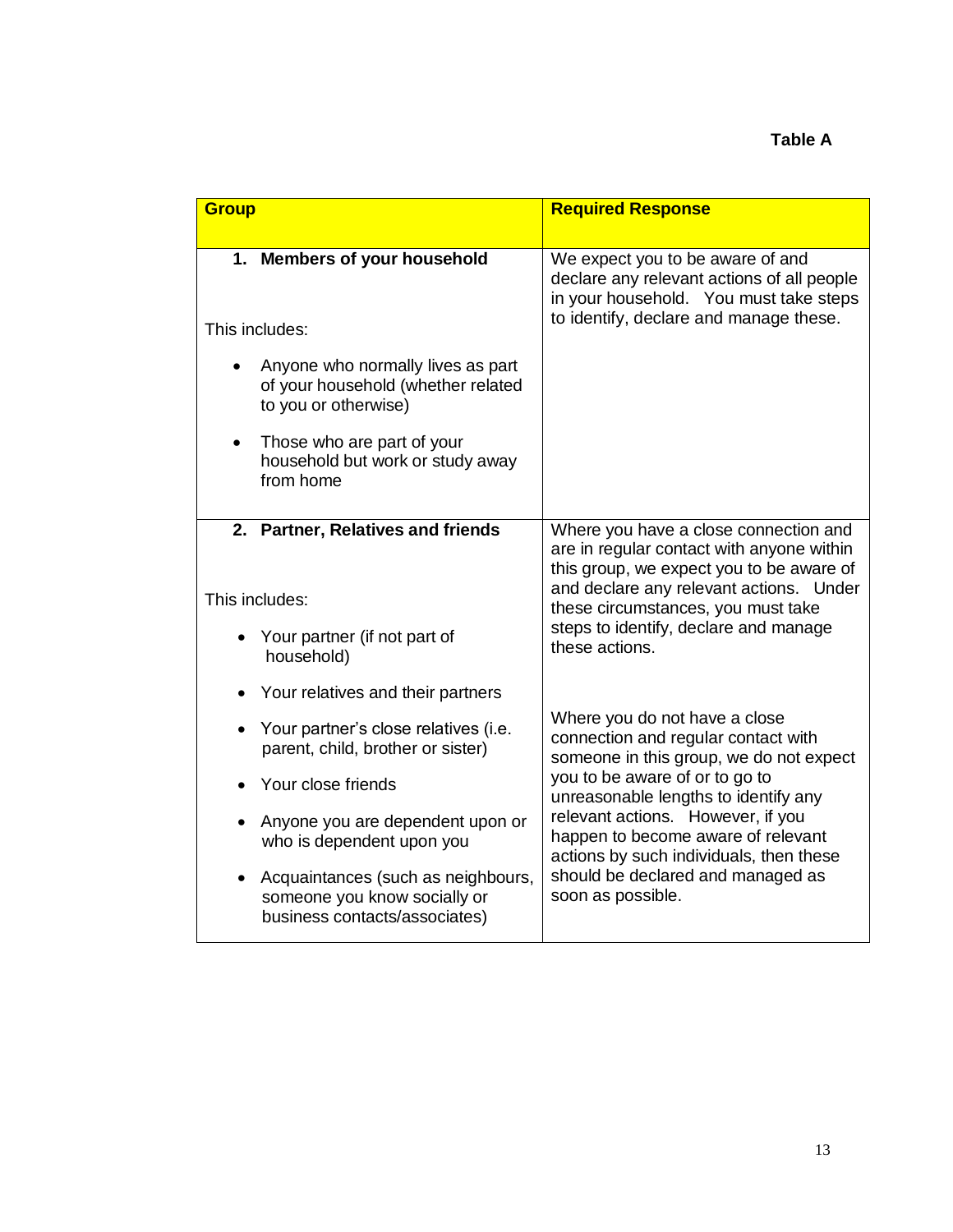**Table A**

| Group | Required Response |
|---|---|
| **1. Members of your household**<br><br>This includes:<br><br>• Anyone who normally lives as part of your household (whether related to you or otherwise)<br>• Those who are part of your household but work or study away from home | We expect you to be aware of and declare any relevant actions of all people in your household. You must take steps to identify, declare and manage these. |
| **2. Partner, Relatives and friends**<br><br>This includes:<br><br>• Your partner (if not part of household)<br>• Your relatives and their partners<br>• Your partner's close relatives (i.e. parent, child, brother or sister)<br>• Your close friends<br>• Anyone you are dependent upon or who is dependent upon you<br>• Acquaintances (such as neighbours, someone you know socially or business contacts/associates) | Where you have a close connection and are in regular contact with anyone within this group, we expect you to be aware of and declare any relevant actions. Under these circumstances, you must take steps to identify, declare and manage these actions.<br><br>Where you do not have a close connection and regular contact with someone in this group, we do not expect you to be aware of or to go to unreasonable lengths to identify any relevant actions. However, if you happen to become aware of relevant actions by such individuals, then these should be declared and managed as soon as possible. |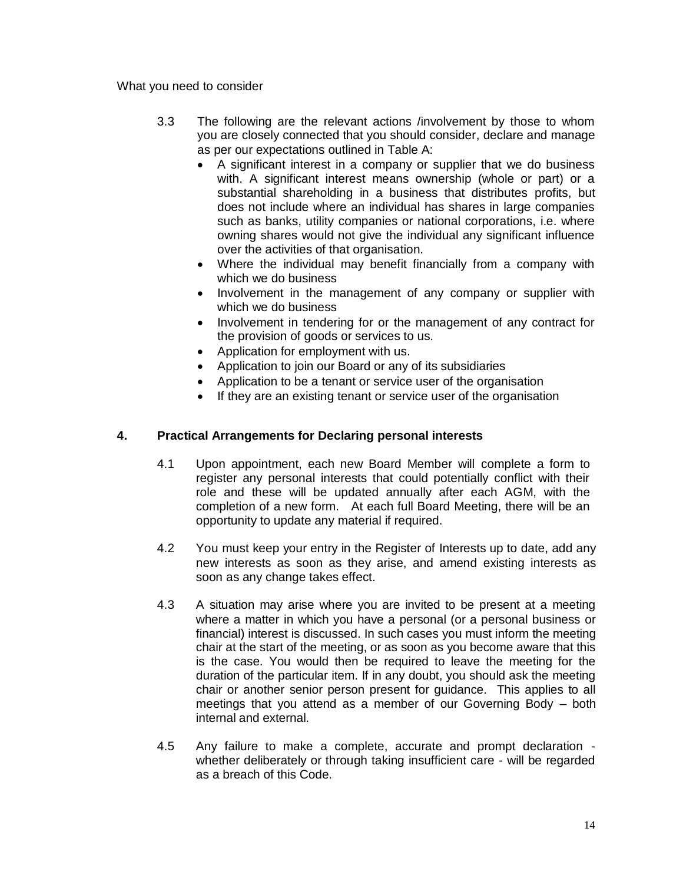What you need to consider

3.3 The following are the relevant actions /involvement by those to whom you are closely connected that you should consider, declare and manage as per our expectations outlined in Table A:

- A significant interest in a company or supplier that we do business with. A significant interest means ownership (whole or part) or a substantial shareholding in a business that distributes profits, but does not include where an individual has shares in large companies such as banks, utility companies or national corporations, i.e. where owning shares would not give the individual any significant influence over the activities of that organisation.
- Where the individual may benefit financially from a company with which we do business
- Involvement in the management of any company or supplier with which we do business
- Involvement in tendering for or the management of any contract for the provision of goods or services to us.
- Application for employment with us.
- Application to join our Board or any of its subsidiaries
- Application to be a tenant or service user of the organisation
- If they are an existing tenant or service user of the organisation

## 4. Practical Arrangements for Declaring personal interests

4.1 Upon appointment, each new Board Member will complete a form to register any personal interests that could potentially conflict with their role and these will be updated annually after each AGM, with the completion of a new form. At each full Board Meeting, there will be an opportunity to update any material if required.

4.2 You must keep your entry in the Register of Interests up to date, add any new interests as soon as they arise, and amend existing interests as soon as any change takes effect.

4.3 A situation may arise where you are invited to be present at a meeting where a matter in which you have a personal (or a personal business or financial) interest is discussed. In such cases you must inform the meeting chair at the start of the meeting, or as soon as you become aware that this is the case. You would then be required to leave the meeting for the duration of the particular item. If in any doubt, you should ask the meeting chair or another senior person present for guidance. This applies to all meetings that you attend as a member of our Governing Body – both internal and external.

4.5 Any failure to make a complete, accurate and prompt declaration - whether deliberately or through taking insufficient care - will be regarded as a breach of this Code.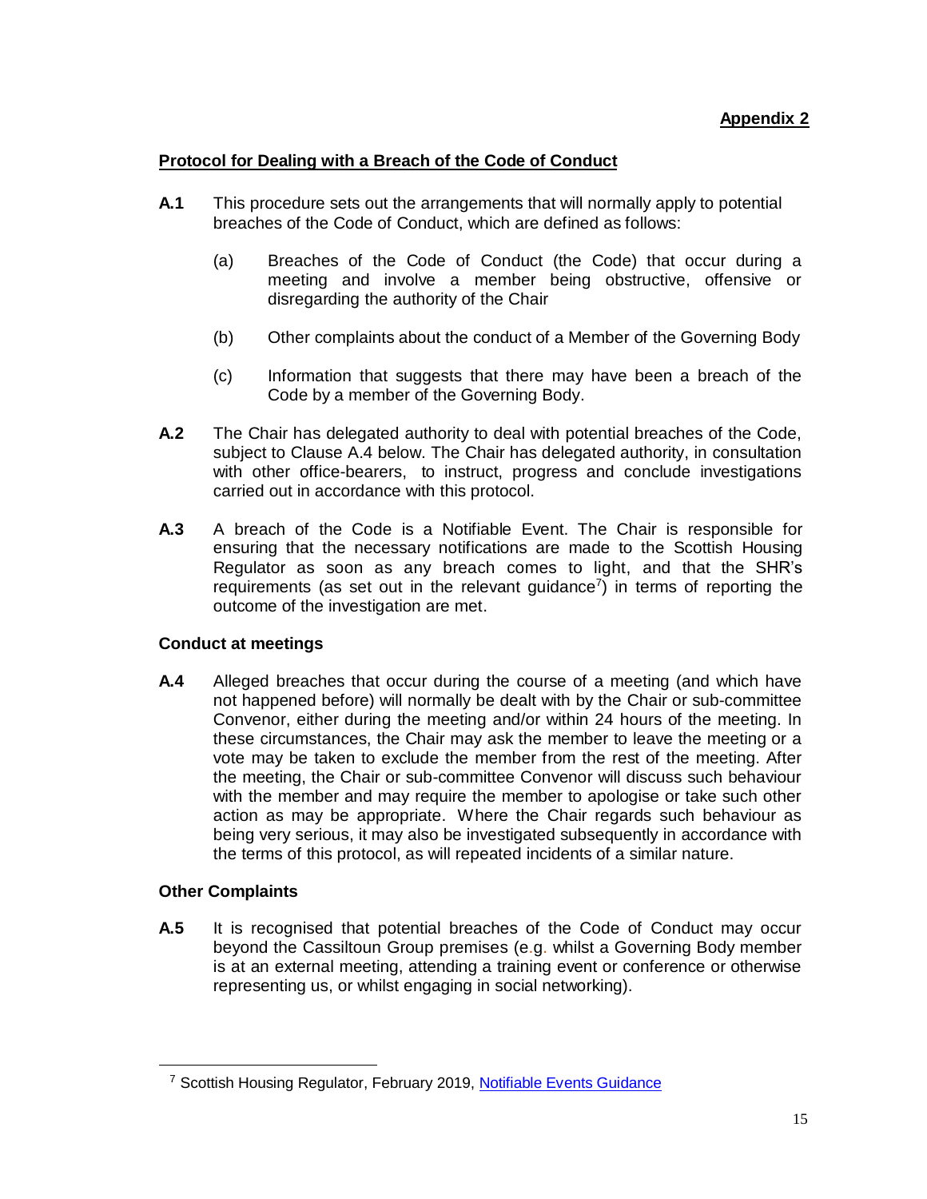**Appendix 2**

**Protocol for Dealing with a Breach of the Code of Conduct**

**A.1** This procedure sets out the arrangements that will normally apply to potential breaches of the Code of Conduct, which are defined as follows:

(a) Breaches of the Code of Conduct (the Code) that occur during a meeting and involve a member being obstructive, offensive or disregarding the authority of the Chair

(b) Other complaints about the conduct of a Member of the Governing Body

(c) Information that suggests that there may have been a breach of the Code by a member of the Governing Body.

**A.2** The Chair has delegated authority to deal with potential breaches of the Code, subject to Clause A.4 below. The Chair has delegated authority, in consultation with other office-bearers, to instruct, progress and conclude investigations carried out in accordance with this protocol.

**A.3** A breach of the Code is a Notifiable Event. The Chair is responsible for ensuring that the necessary notifications are made to the Scottish Housing Regulator as soon as any breach comes to light, and that the SHR's requirements (as set out in the relevant guidance[7]) in terms of reporting the outcome of the investigation are met.

**Conduct at meetings**

**A.4** Alleged breaches that occur during the course of a meeting (and which have not happened before) will normally be dealt with by the Chair or sub-committee Convenor, either during the meeting and/or within 24 hours of the meeting. In these circumstances, the Chair may ask the member to leave the meeting or a vote may be taken to exclude the member from the rest of the meeting. After the meeting, the Chair or sub-committee Convenor will discuss such behaviour with the member and may require the member to apologise or take such other action as may be appropriate. Where the Chair regards such behaviour as being very serious, it may also be investigated subsequently in accordance with the terms of this protocol, as will repeated incidents of a similar nature.

**Other Complaints**

**A.5** It is recognised that potential breaches of the Code of Conduct may occur beyond the Cassiltoun Group premises (e.g. whilst a Governing Body member is at an external meeting, attending a training event or conference or otherwise representing us, or whilst engaging in social networking).

---

[7] Scottish Housing Regulator, February 2019, Notifiable Events Guidance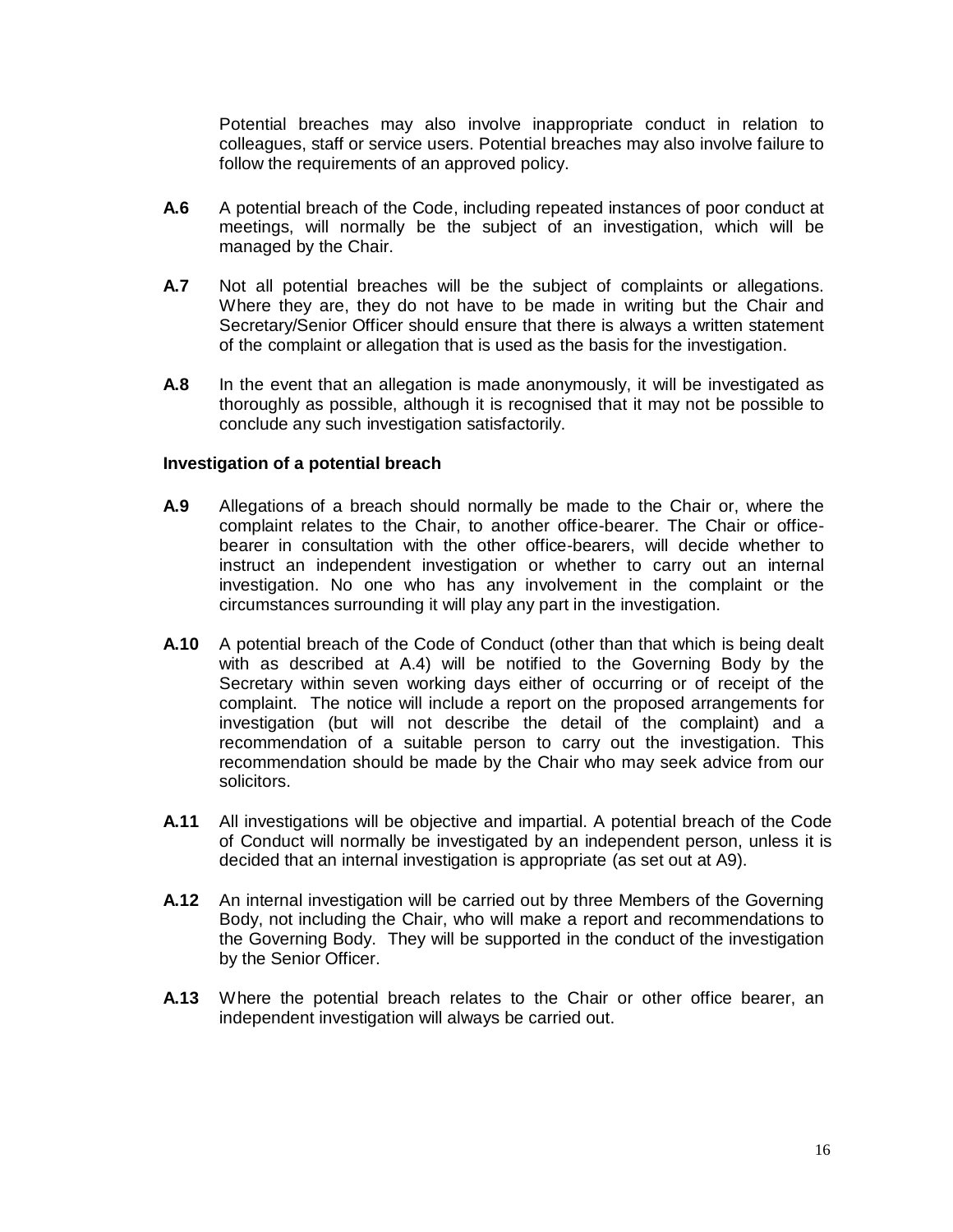Potential breaches may also involve inappropriate conduct in relation to colleagues, staff or service users. Potential breaches may also involve failure to follow the requirements of an approved policy.

**A.6** A potential breach of the Code, including repeated instances of poor conduct at meetings, will normally be the subject of an investigation, which will be managed by the Chair.

**A.7** Not all potential breaches will be the subject of complaints or allegations. Where they are, they do not have to be made in writing but the Chair and Secretary/Senior Officer should ensure that there is always a written statement of the complaint or allegation that is used as the basis for the investigation.

**A.8** In the event that an allegation is made anonymously, it will be investigated as thoroughly as possible, although it is recognised that it may not be possible to conclude any such investigation satisfactorily.

**Investigation of a potential breach**

**A.9** Allegations of a breach should normally be made to the Chair or, where the complaint relates to the Chair, to another office-bearer. The Chair or office-bearer in consultation with the other office-bearers, will decide whether to instruct an independent investigation or whether to carry out an internal investigation. No one who has any involvement in the complaint or the circumstances surrounding it will play any part in the investigation.

**A.10** A potential breach of the Code of Conduct (other than that which is being dealt with as described at A.4) will be notified to the Governing Body by the Secretary within seven working days either of occurring or of receipt of the complaint. The notice will include a report on the proposed arrangements for investigation (but will not describe the detail of the complaint) and a recommendation of a suitable person to carry out the investigation. This recommendation should be made by the Chair who may seek advice from our solicitors.

**A.11** All investigations will be objective and impartial. A potential breach of the Code of Conduct will normally be investigated by an independent person, unless it is decided that an internal investigation is appropriate (as set out at A9).

**A.12** An internal investigation will be carried out by three Members of the Governing Body, not including the Chair, who will make a report and recommendations to the Governing Body. They will be supported in the conduct of the investigation by the Senior Officer.

**A.13** Where the potential breach relates to the Chair or other office bearer, an independent investigation will always be carried out.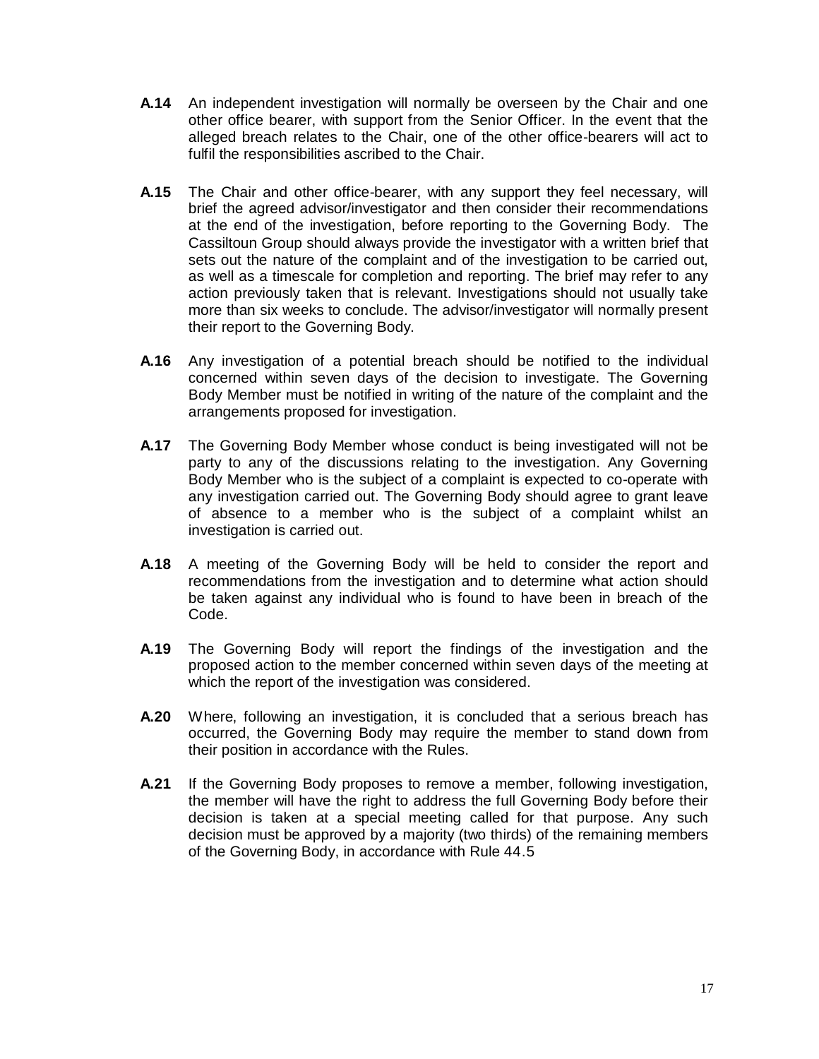**A.14** An independent investigation will normally be overseen by the Chair and one other office bearer, with support from the Senior Officer. In the event that the alleged breach relates to the Chair, one of the other office-bearers will act to fulfil the responsibilities ascribed to the Chair.

**A.15** The Chair and other office-bearer, with any support they feel necessary, will brief the agreed advisor/investigator and then consider their recommendations at the end of the investigation, before reporting to the Governing Body. The Cassiltoun Group should always provide the investigator with a written brief that sets out the nature of the complaint and of the investigation to be carried out, as well as a timescale for completion and reporting. The brief may refer to any action previously taken that is relevant. Investigations should not usually take more than six weeks to conclude. The advisor/investigator will normally present their report to the Governing Body.

**A.16** Any investigation of a potential breach should be notified to the individual concerned within seven days of the decision to investigate. The Governing Body Member must be notified in writing of the nature of the complaint and the arrangements proposed for investigation.

**A.17** The Governing Body Member whose conduct is being investigated will not be party to any of the discussions relating to the investigation. Any Governing Body Member who is the subject of a complaint is expected to co-operate with any investigation carried out. The Governing Body should agree to grant leave of absence to a member who is the subject of a complaint whilst an investigation is carried out.

**A.18** A meeting of the Governing Body will be held to consider the report and recommendations from the investigation and to determine what action should be taken against any individual who is found to have been in breach of the Code.

**A.19** The Governing Body will report the findings of the investigation and the proposed action to the member concerned within seven days of the meeting at which the report of the investigation was considered.

**A.20** Where, following an investigation, it is concluded that a serious breach has occurred, the Governing Body may require the member to stand down from their position in accordance with the Rules.

**A.21** If the Governing Body proposes to remove a member, following investigation, the member will have the right to address the full Governing Body before their decision is taken at a special meeting called for that purpose. Any such decision must be approved by a majority (two thirds) of the remaining members of the Governing Body, in accordance with Rule 44.5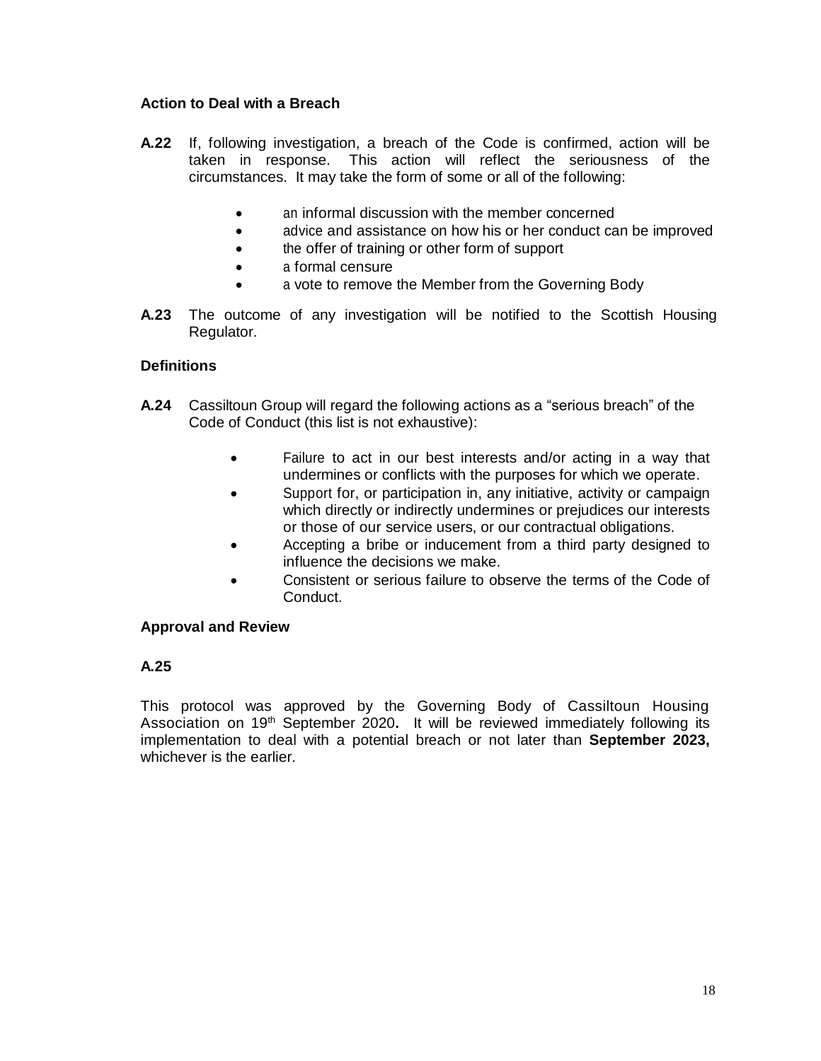**Action to Deal with a Breach**

**A.22** If, following investigation, a breach of the Code is confirmed, action will be taken in response. This action will reflect the seriousness of the circumstances. It may take the form of some or all of the following:

- an informal discussion with the member concerned
- advice and assistance on how his or her conduct can be improved
- the offer of training or other form of support
- a formal censure
- a vote to remove the Member from the Governing Body

**A.23** The outcome of any investigation will be notified to the Scottish Housing Regulator.

**Definitions**

**A.24** Cassiltoun Group will regard the following actions as a "serious breach" of the Code of Conduct (this list is not exhaustive):

- Failure to act in our best interests and/or acting in a way that undermines or conflicts with the purposes for which we operate.
- Support for, or participation in, any initiative, activity or campaign which directly or indirectly undermines or prejudices our interests or those of our service users, or our contractual obligations.
- Accepting a bribe or inducement from a third party designed to influence the decisions we make.
- Consistent or serious failure to observe the terms of the Code of Conduct.

**Approval and Review**

**A.25**

This protocol was approved by the Governing Body of Cassiltoun Housing Association on 19th September 2020**.** It will be reviewed immediately following its implementation to deal with a potential breach or not later than **September 2023,** whichever is the earlier.